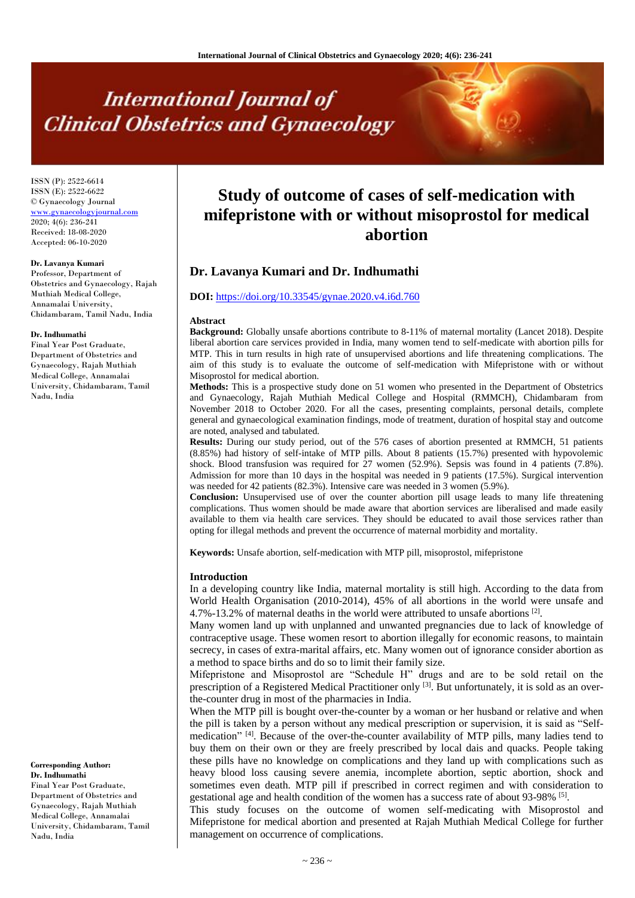# Study of outcome of cases of self-medication with mifepristone with or without misoprostol for medical abortion

## Dr. Lavanya Kumari and Dr. Indhumathi

**DOI:** https://doi.org/10.33545/gynae.2020.v4.i6d.760

ISSN (P): 2522-6614
ISSN (E): 2522-6622
© Gynaecology Journal
www.gynaecologyjournal.com
2020; 4(6): 236-241
Received: 18-08-2020
Accepted: 06-10-2020

**Dr. Lavanya Kumari**
Professor, Department of Obstetrics and Gynaecology, Rajah Muthiah Medical College, Annamalai University, Chidambaram, Tamil Nadu, India

**Dr. Indhumathi**
Final Year Post Graduate, Department of Obstetrics and Gynaecology, Rajah Muthiah Medical College, Annamalai University, Chidambaram, Tamil Nadu, India

**Corresponding Author:**
**Dr. Indhumathi**
Final Year Post Graduate, Department of Obstetrics and Gynaecology, Rajah Muthiah Medical College, Annamalai University, Chidambaram, Tamil Nadu, India

### Abstract

**Background:** Globally unsafe abortions contribute to 8-11% of maternal mortality (Lancet 2018). Despite liberal abortion care services provided in India, many women tend to self-medicate with abortion pills for MTP. This in turn results in high rate of unsupervised abortions and life threatening complications. The aim of this study is to evaluate the outcome of self-medication with Mifepristone with or without Misoprostol for medical abortion.

**Methods:** This is a prospective study done on 51 women who presented in the Department of Obstetrics and Gynaecology, Rajah Muthiah Medical College and Hospital (RMMCH), Chidambaram from November 2018 to October 2020. For all the cases, presenting complaints, personal details, complete general and gynaecological examination findings, mode of treatment, duration of hospital stay and outcome are noted, analysed and tabulated.

**Results:** During our study period, out of the 576 cases of abortion presented at RMMCH, 51 patients (8.85%) had history of self-intake of MTP pills. About 8 patients (15.7%) presented with hypovolemic shock. Blood transfusion was required for 27 women (52.9%). Sepsis was found in 4 patients (7.8%). Admission for more than 10 days in the hospital was needed in 9 patients (17.5%). Surgical intervention was needed for 42 patients (82.3%). Intensive care was needed in 3 women (5.9%).

**Conclusion:** Unsupervised use of over the counter abortion pill usage leads to many life threatening complications. Thus women should be made aware that abortion services are liberalised and made easily available to them via health care services. They should be educated to avail those services rather than opting for illegal methods and prevent the occurrence of maternal morbidity and mortality.

**Keywords:** Unsafe abortion, self-medication with MTP pill, misoprostol, mifepristone

### Introduction

In a developing country like India, maternal mortality is still high. According to the data from World Health Organisation (2010-2014), 45% of all abortions in the world were unsafe and 4.7%-13.2% of maternal deaths in the world were attributed to unsafe abortions [2].

Many women land up with unplanned and unwanted pregnancies due to lack of knowledge of contraceptive usage. These women resort to abortion illegally for economic reasons, to maintain secrecy, in cases of extra-marital affairs, etc. Many women out of ignorance consider abortion as a method to space births and do so to limit their family size.

Mifepristone and Misoprostol are "Schedule H" drugs and are to be sold retail on the prescription of a Registered Medical Practitioner only [3]. But unfortunately, it is sold as an over-the-counter drug in most of the pharmacies in India.

When the MTP pill is bought over-the-counter by a woman or her husband or relative and when the pill is taken by a person without any medical prescription or supervision, it is said as "Self-medication" [4]. Because of the over-the-counter availability of MTP pills, many ladies tend to buy them on their own or they are freely prescribed by local dais and quacks. People taking these pills have no knowledge on complications and they land up with complications such as heavy blood loss causing severe anemia, incomplete abortion, septic abortion, shock and sometimes even death. MTP pill if prescribed in correct regimen and with consideration to gestational age and health condition of the women has a success rate of about 93-98% [5].

This study focuses on the outcome of women self-medicating with Misoprostol and Mifepristone for medical abortion and presented at Rajah Muthiah Medical College for further management on occurrence of complications.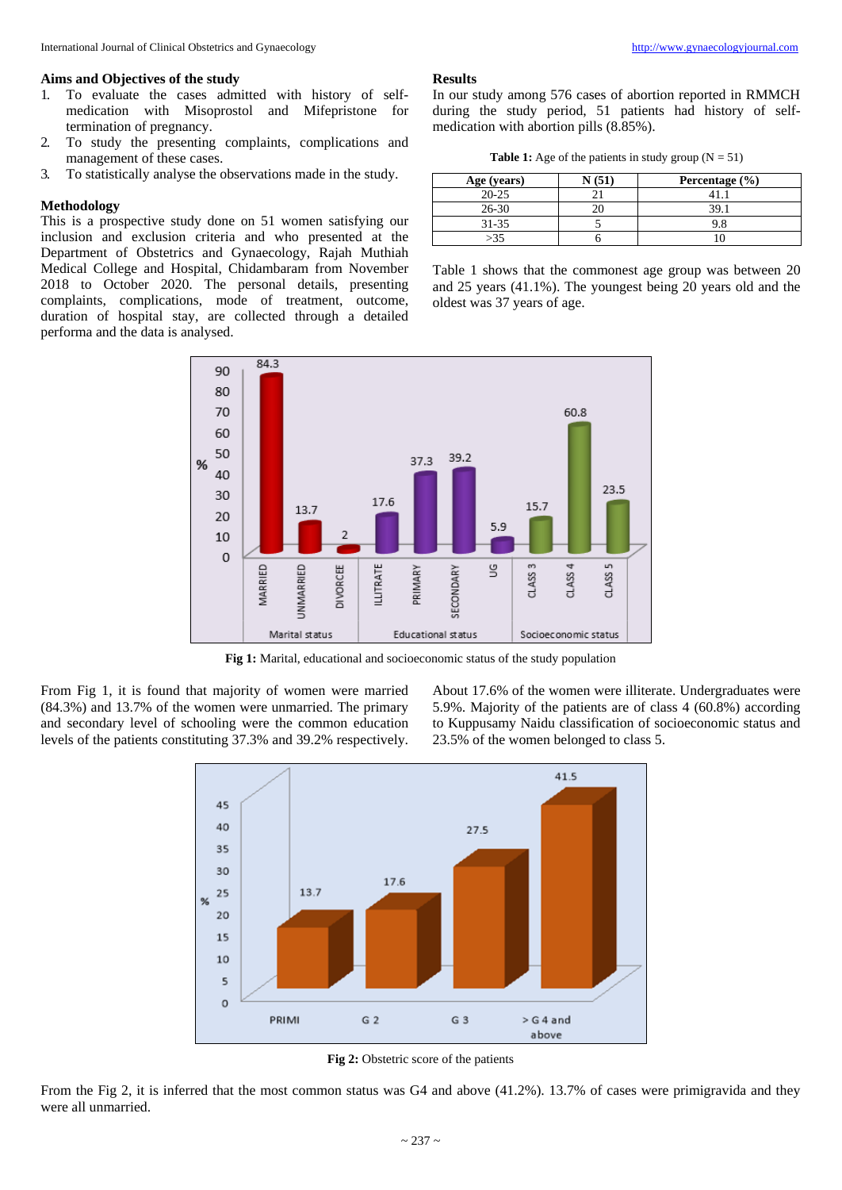## Aims and Objectives of the study

1. To evaluate the cases admitted with history of self-medication with Misoprostol and Mifepristone for termination of pregnancy.
2. To study the presenting complaints, complications and management of these cases.
3. To statistically analyse the observations made in the study.

## Methodology

This is a prospective study done on 51 women satisfying our inclusion and exclusion criteria and who presented at the Department of Obstetrics and Gynaecology, Rajah Muthiah Medical College and Hospital, Chidambaram from November 2018 to October 2020. The personal details, presenting complaints, complications, mode of treatment, outcome, duration of hospital stay, are collected through a detailed performa and the data is analysed.

## Results

In our study among 576 cases of abortion reported in RMMCH during the study period, 51 patients had history of self-medication with abortion pills (8.85%).

**Table 1:** Age of the patients in study group (N = 51)

| Age (years) | N (51) | Percentage (%) |
|---|---|---|
| 20-25 | 21 | 41.1 |
| 26-30 | 20 | 39.1 |
| 31-35 | 5 | 9.8 |
| >35 | 6 | 10 |

Table 1 shows that the commonest age group was between 20 and 25 years (41.1%). The youngest being 20 years old and the oldest was 37 years of age.

**Fig 1:** Marital, educational and socioeconomic status of the study population

From Fig 1, it is found that majority of women were married (84.3%) and 13.7% of the women were unmarried. The primary and secondary level of schooling were the common education levels of the patients constituting 37.3% and 39.2% respectively. About 17.6% of the women were illiterate. Undergraduates were 5.9%. Majority of the patients are of class 4 (60.8%) according to Kuppusamy Naidu classification of socioeconomic status and 23.5% of the women belonged to class 5.

**Fig 2:** Obstetric score of the patients

From the Fig 2, it is inferred that the most common status was G4 and above (41.2%). 13.7% of cases were primigravida and they were all unmarried.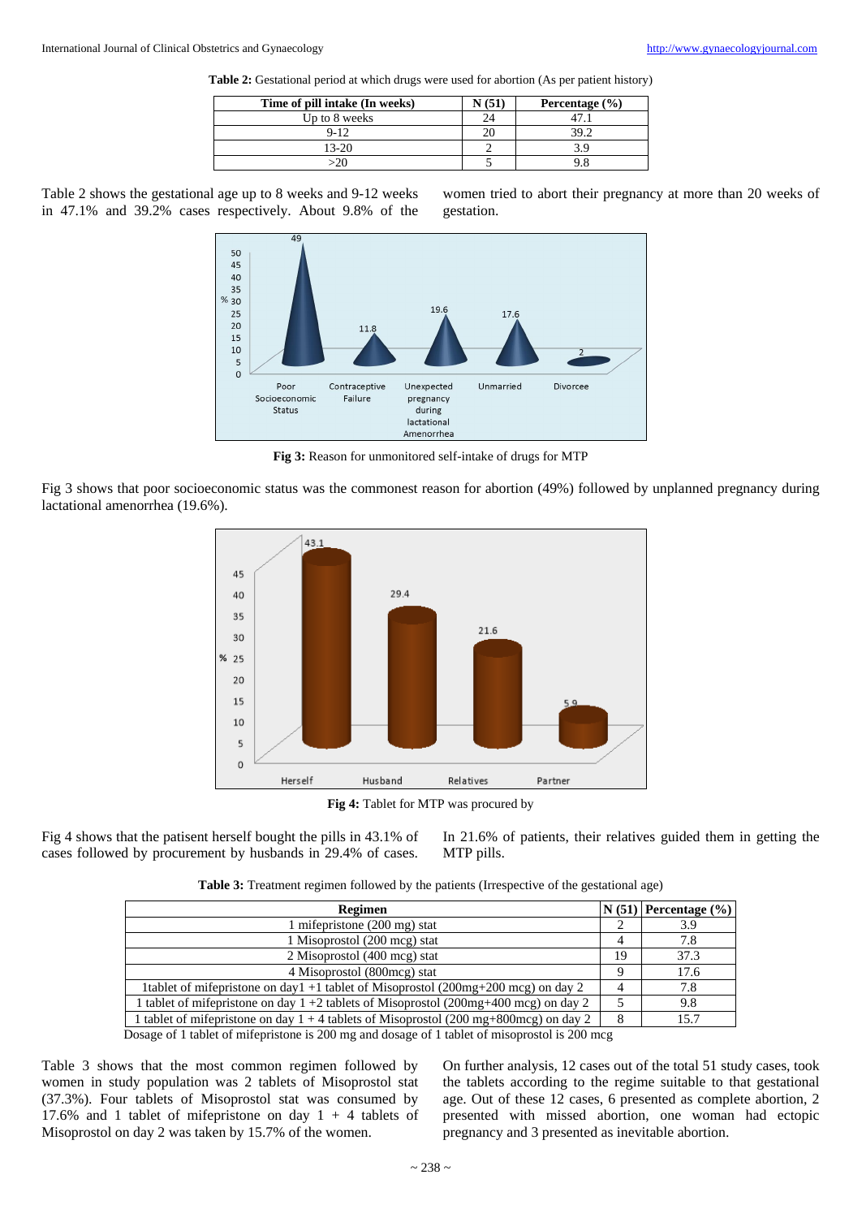**Table 2:** Gestational period at which drugs were used for abortion (As per patient history)

| Time of pill intake (In weeks) | N (51) | Percentage (%) |
|---|---|---|
| Up to 8 weeks | 24 | 47.1 |
| 9-12 | 20 | 39.2 |
| 13-20 | 2 | 3.9 |
| >20 | 5 | 9.8 |

Table 2 shows the gestational age up to 8 weeks and 9-12 weeks in 47.1% and 39.2% cases respectively. About 9.8% of the women tried to abort their pregnancy at more than 20 weeks of gestation.

**Fig 3:** Reason for unmonitored self-intake of drugs for MTP

Fig 3 shows that poor socioeconomic status was the commonest reason for abortion (49%) followed by unplanned pregnancy during lactational amenorrhea (19.6%).

**Fig 4:** Tablet for MTP was procured by

Fig 4 shows that the patisent herself bought the pills in 43.1% of cases followed by procurement by husbands in 29.4% of cases. In 21.6% of patients, their relatives guided them in getting the MTP pills.

**Table 3:** Treatment regimen followed by the patients (Irrespective of the gestational age)

| Regimen | N (51) | Percentage (%) |
|---|---|---|
| 1 mifepristone (200 mg) stat | 2 | 3.9 |
| 1 Misoprostol (200 mcg) stat | 4 | 7.8 |
| 2 Misoprostol (400 mcg) stat | 19 | 37.3 |
| 4 Misoprostol (800mcg) stat | 9 | 17.6 |
| 1tablet of mifepristone on day1 +1 tablet of Misoprostol (200mg+200 mcg) on day 2 | 4 | 7.8 |
| 1 tablet of mifepristone on day 1 +2 tablets of Misoprostol (200mg+400 mcg) on day 2 | 5 | 9.8 |
| 1 tablet of mifepristone on day 1 + 4 tablets of Misoprostol (200 mg+800mcg) on day 2 | 8 | 15.7 |

Dosage of 1 tablet of mifepristone is 200 mg and dosage of 1 tablet of misoprostol is 200 mcg

Table 3 shows that the most common regimen followed by women in study population was 2 tablets of Misoprostol stat (37.3%). Four tablets of Misoprostol stat was consumed by 17.6% and 1 tablet of mifepristone on day 1 + 4 tablets of Misoprostol on day 2 was taken by 15.7% of the women.

On further analysis, 12 cases out of the total 51 study cases, took the tablets according to the regime suitable to that gestational age. Out of these 12 cases, 6 presented as complete abortion, 2 presented with missed abortion, one woman had ectopic pregnancy and 3 presented as inevitable abortion.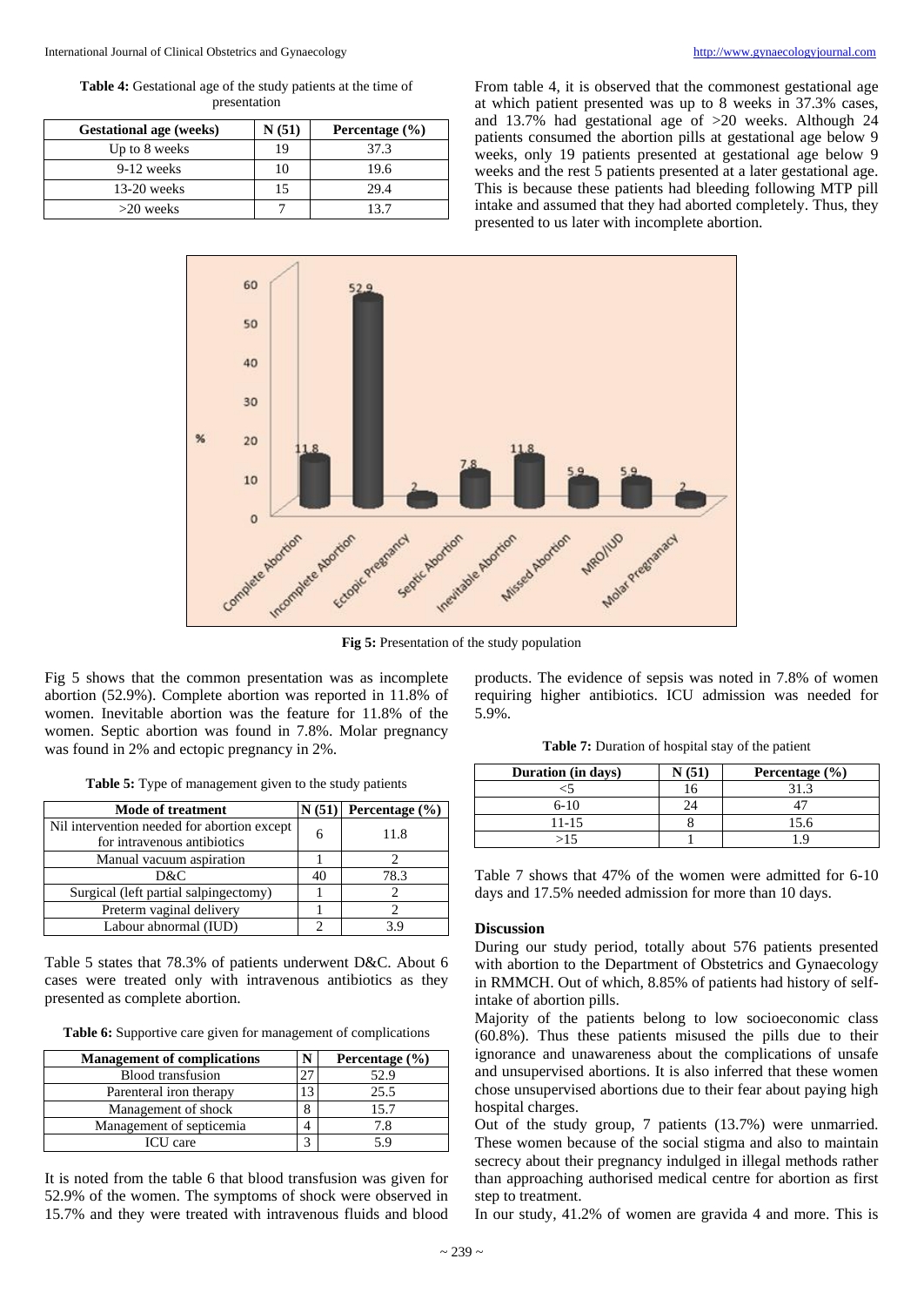**Table 4:** Gestational age of the study patients at the time of presentation

| Gestational age (weeks) | N (51) | Percentage (%) |
|---|---|---|
| Up to 8 weeks | 19 | 37.3 |
| 9-12 weeks | 10 | 19.6 |
| 13-20 weeks | 15 | 29.4 |
| >20 weeks | 7 | 13.7 |

From table 4, it is observed that the commonest gestational age at which patient presented was up to 8 weeks in 37.3% cases, and 13.7% had gestational age of >20 weeks. Although 24 patients consumed the abortion pills at gestational age below 9 weeks, only 19 patients presented at gestational age below 9 weeks and the rest 5 patients presented at a later gestational age. This is because these patients had bleeding following MTP pill intake and assumed that they had aborted completely. Thus, they presented to us later with incomplete abortion.

**Fig 5:** Presentation of the study population

Fig 5 shows that the common presentation was as incomplete abortion (52.9%). Complete abortion was reported in 11.8% of women. Inevitable abortion was the feature for 11.8% of the women. Septic abortion was found in 7.8%. Molar pregnancy was found in 2% and ectopic pregnancy in 2%.

**Table 5:** Type of management given to the study patients

| Mode of treatment | N (51) | Percentage (%) |
|---|---|---|
| Nil intervention needed for abortion except for intravenous antibiotics | 6 | 11.8 |
| Manual vacuum aspiration | 1 | 2 |
| D&C | 40 | 78.3 |
| Surgical (left partial salpingectomy) | 1 | 2 |
| Preterm vaginal delivery | 1 | 2 |
| Labour abnormal (IUD) | 2 | 3.9 |

Table 5 states that 78.3% of patients underwent D&C. About 6 cases were treated only with intravenous antibiotics as they presented as complete abortion.

**Table 6:** Supportive care given for management of complications

| Management of complications | N | Percentage (%) |
|---|---|---|
| Blood transfusion | 27 | 52.9 |
| Parenteral iron therapy | 13 | 25.5 |
| Management of shock | 8 | 15.7 |
| Management of septicemia | 4 | 7.8 |
| ICU care | 3 | 5.9 |

It is noted from the table 6 that blood transfusion was given for 52.9% of the women. The symptoms of shock were observed in 15.7% and they were treated with intravenous fluids and blood products. The evidence of sepsis was noted in 7.8% of women requiring higher antibiotics. ICU admission was needed for 5.9%.

**Table 7:** Duration of hospital stay of the patient

| Duration (in days) | N (51) | Percentage (%) |
|---|---|---|
| <5 | 16 | 31.3 |
| 6-10 | 24 | 47 |
| 11-15 | 8 | 15.6 |
| >15 | 1 | 1.9 |

Table 7 shows that 47% of the women were admitted for 6-10 days and 17.5% needed admission for more than 10 days.

## Discussion

During our study period, totally about 576 patients presented with abortion to the Department of Obstetrics and Gynaecology in RMMCH. Out of which, 8.85% of patients had history of self-intake of abortion pills.

Majority of the patients belong to low socioeconomic class (60.8%). Thus these patients misused the pills due to their ignorance and unawareness about the complications of unsafe and unsupervised abortions. It is also inferred that these women chose unsupervised abortions due to their fear about paying high hospital charges.

Out of the study group, 7 patients (13.7%) were unmarried. These women because of the social stigma and also to maintain secrecy about their pregnancy indulged in illegal methods rather than approaching authorised medical centre for abortion as first step to treatment.

In our study, 41.2% of women are gravida 4 and more. This is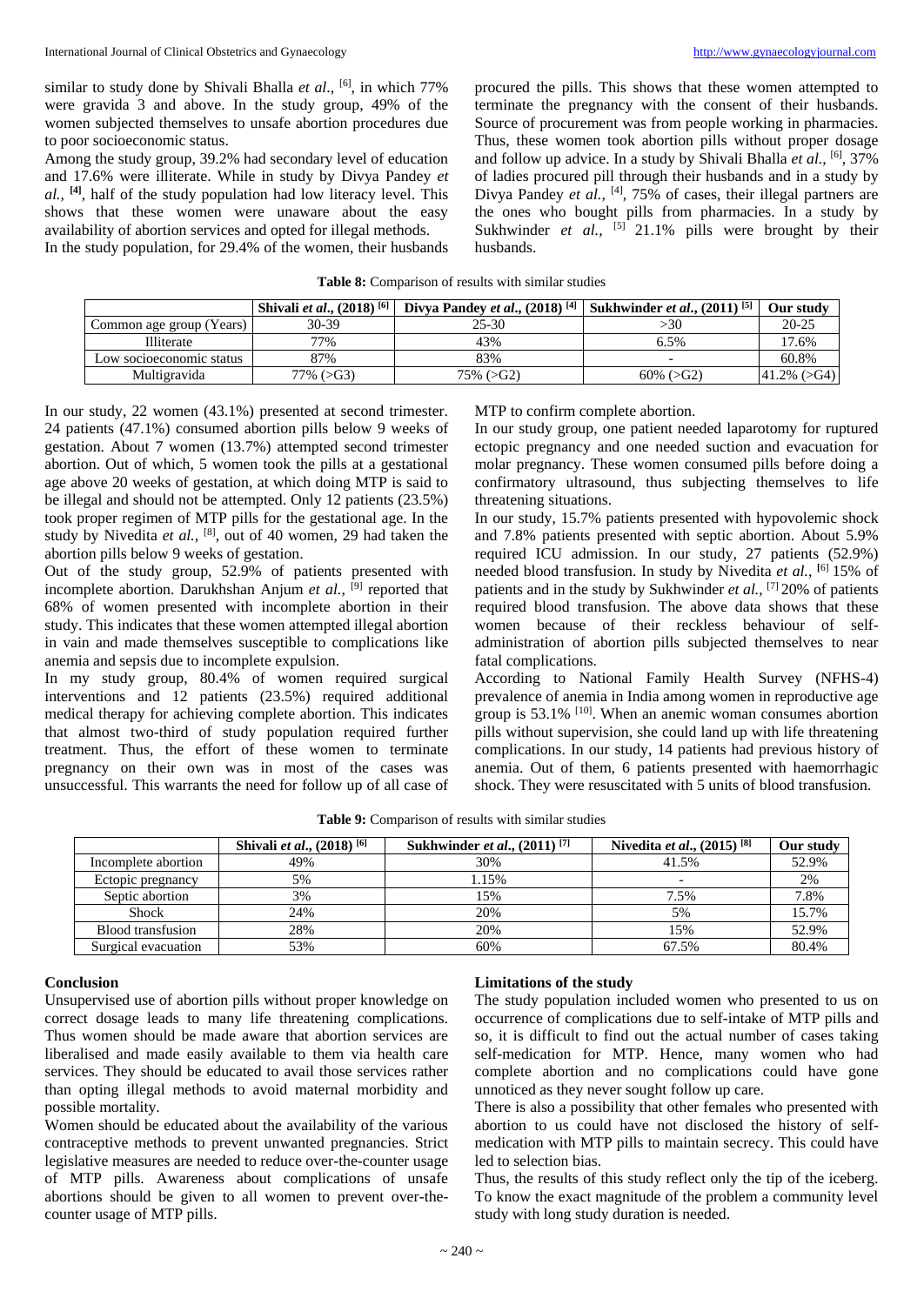similar to study done by Shivali Bhalla *et al*., [6], in which 77% were gravida 3 and above. In the study group, 49% of the women subjected themselves to unsafe abortion procedures due to poor socioeconomic status.

Among the study group, 39.2% had secondary level of education and 17.6% were illiterate. While in study by Divya Pandey *et al.*, [4], half of the study population had low literacy level. This shows that these women were unaware about the easy availability of abortion services and opted for illegal methods.

In the study population, for 29.4% of the women, their husbands procured the pills. This shows that these women attempted to terminate the pregnancy with the consent of their husbands. Source of procurement was from people working in pharmacies. Thus, these women took abortion pills without proper dosage and follow up advice. In a study by Shivali Bhalla *et al.*, [6], 37% of ladies procured pill through their husbands and in a study by Divya Pandey *et al.*, [4], 75% of cases, their illegal partners are the ones who bought pills from pharmacies. In a study by Sukhwinder *et al.*, [5] 21.1% pills were brought by their husbands.

**Table 8:** Comparison of results with similar studies

| | Shivali *et al*., (2018) [6] | Divya Pandey *et al*., (2018) [4] | Sukhwinder *et al*., (2011) [5] | Our study |
|---|---|---|---|---|
| Common age group (Years) | 30-39 | 25-30 | >30 | 20-25 |
| Illiterate | 77% | 43% | 6.5% | 17.6% |
| Low socioeconomic status | 87% | 83% | - | 60.8% |
| Multigravida | 77% (>G3) | 75% (>G2) | 60% (>G2) | 41.2% (>G4) |

In our study, 22 women (43.1%) presented at second trimester. 24 patients (47.1%) consumed abortion pills below 9 weeks of gestation. About 7 women (13.7%) attempted second trimester abortion. Out of which, 5 women took the pills at a gestational age above 20 weeks of gestation, at which doing MTP is said to be illegal and should not be attempted. Only 12 patients (23.5%) took proper regimen of MTP pills for the gestational age. In the study by Nivedita *et al.*, [8], out of 40 women, 29 had taken the abortion pills below 9 weeks of gestation.

Out of the study group, 52.9% of patients presented with incomplete abortion. Darukhshan Anjum *et al.*, [9] reported that 68% of women presented with incomplete abortion in their study. This indicates that these women attempted illegal abortion in vain and made themselves susceptible to complications like anemia and sepsis due to incomplete expulsion.

In my study group, 80.4% of women required surgical interventions and 12 patients (23.5%) required additional medical therapy for achieving complete abortion. This indicates that almost two-third of study population required further treatment. Thus, the effort of these women to terminate pregnancy on their own was in most of the cases was unsuccessful. This warrants the need for follow up of all case of MTP to confirm complete abortion.

In our study group, one patient needed laparotomy for ruptured ectopic pregnancy and one needed suction and evacuation for molar pregnancy. These women consumed pills before doing a confirmatory ultrasound, thus subjecting themselves to life threatening situations.

In our study, 15.7% patients presented with hypovolemic shock and 7.8% patients presented with septic abortion. About 5.9% required ICU admission. In our study, 27 patients (52.9%) needed blood transfusion. In study by Nivedita *et al.*, [6] 15% of patients and in the study by Sukhwinder *et al.*, [7] 20% of patients required blood transfusion. The above data shows that these women because of their reckless behaviour of self-administration of abortion pills subjected themselves to near fatal complications.

According to National Family Health Survey (NFHS-4) prevalence of anemia in India among women in reproductive age group is 53.1% [10]. When an anemic woman consumes abortion pills without supervision, she could land up with life threatening complications. In our study, 14 patients had previous history of anemia. Out of them, 6 patients presented with haemorrhagic shock. They were resuscitated with 5 units of blood transfusion.

**Table 9:** Comparison of results with similar studies

| | Shivali *et al*., (2018) [6] | Sukhwinder *et al*., (2011) [7] | Nivedita *et al*., (2015) [8] | Our study |
|---|---|---|---|---|
| Incomplete abortion | 49% | 30% | 41.5% | 52.9% |
| Ectopic pregnancy | 5% | 1.15% | - | 2% |
| Septic abortion | 3% | 15% | 7.5% | 7.8% |
| Shock | 24% | 20% | 5% | 15.7% |
| Blood transfusion | 28% | 20% | 15% | 52.9% |
| Surgical evacuation | 53% | 60% | 67.5% | 80.4% |

## Conclusion

Unsupervised use of abortion pills without proper knowledge on correct dosage leads to many life threatening complications. Thus women should be made aware that abortion services are liberalised and made easily available to them via health care services. They should be educated to avail those services rather than opting illegal methods to avoid maternal morbidity and possible mortality.

Women should be educated about the availability of the various contraceptive methods to prevent unwanted pregnancies. Strict legislative measures are needed to reduce over-the-counter usage of MTP pills. Awareness about complications of unsafe abortions should be given to all women to prevent over-the-counter usage of MTP pills.

## Limitations of the study

The study population included women who presented to us on occurrence of complications due to self-intake of MTP pills and so, it is difficult to find out the actual number of cases taking self-medication for MTP. Hence, many women who had complete abortion and no complications could have gone unnoticed as they never sought follow up care.

There is also a possibility that other females who presented with abortion to us could have not disclosed the history of self-medication with MTP pills to maintain secrecy. This could have led to selection bias.

Thus, the results of this study reflect only the tip of the iceberg. To know the exact magnitude of the problem a community level study with long study duration is needed.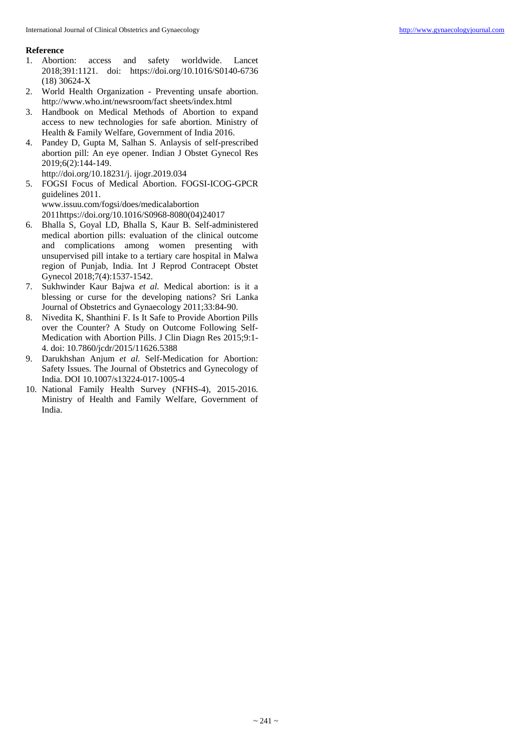## Reference

1. Abortion: access and safety worldwide. Lancet 2018;391:1121. doi: https://doi.org/10.1016/S0140-6736 (18) 30624-X
2. World Health Organization - Preventing unsafe abortion. http://www.who.int/newsroom/fact sheets/index.html
3. Handbook on Medical Methods of Abortion to expand access to new technologies for safe abortion. Ministry of Health & Family Welfare, Government of India 2016.
4. Pandey D, Gupta M, Salhan S. Anlaysis of self-prescribed abortion pill: An eye opener. Indian J Obstet Gynecol Res 2019;6(2):144-149. http://doi.org/10.18231/j. ijogr.2019.034
5. FOGSI Focus of Medical Abortion. FOGSI-ICOG-GPCR guidelines 2011. www.issuu.com/fogsi/does/medicalabortion 2011https://doi.org/10.1016/S0968-8080(04)24017
6. Bhalla S, Goyal LD, Bhalla S, Kaur B. Self-administered medical abortion pills: evaluation of the clinical outcome and complications among women presenting with unsupervised pill intake to a tertiary care hospital in Malwa region of Punjab, India. Int J Reprod Contracept Obstet Gynecol 2018;7(4):1537-1542.
7. Sukhwinder Kaur Bajwa *et al.* Medical abortion: is it a blessing or curse for the developing nations? Sri Lanka Journal of Obstetrics and Gynaecology 2011;33:84-90.
8. Nivedita K, Shanthini F. Is It Safe to Provide Abortion Pills over the Counter? A Study on Outcome Following Self-Medication with Abortion Pills. J Clin Diagn Res 2015;9:1-4. doi: 10.7860/jcdr/2015/11626.5388
9. Darukhshan Anjum *et al.* Self-Medication for Abortion: Safety Issues. The Journal of Obstetrics and Gynecology of India. DOI 10.1007/s13224-017-1005-4
10. National Family Health Survey (NFHS-4), 2015-2016. Ministry of Health and Family Welfare, Government of India.